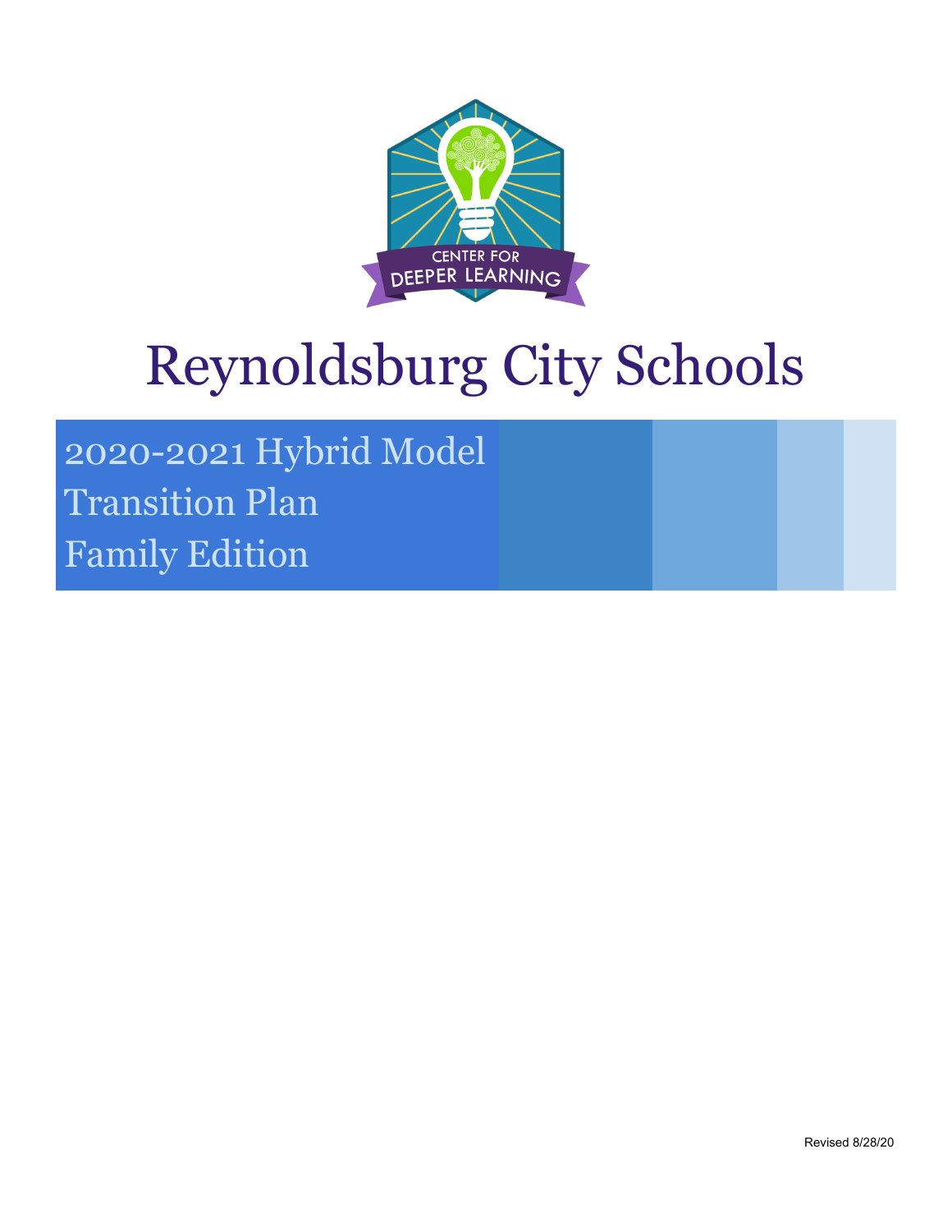CENTER FOR DEEPER LEARNING

# Reynoldsburg City Schools

## 2020-2021 Hybrid Model Transition Plan Family Edition

Revised 8/28/20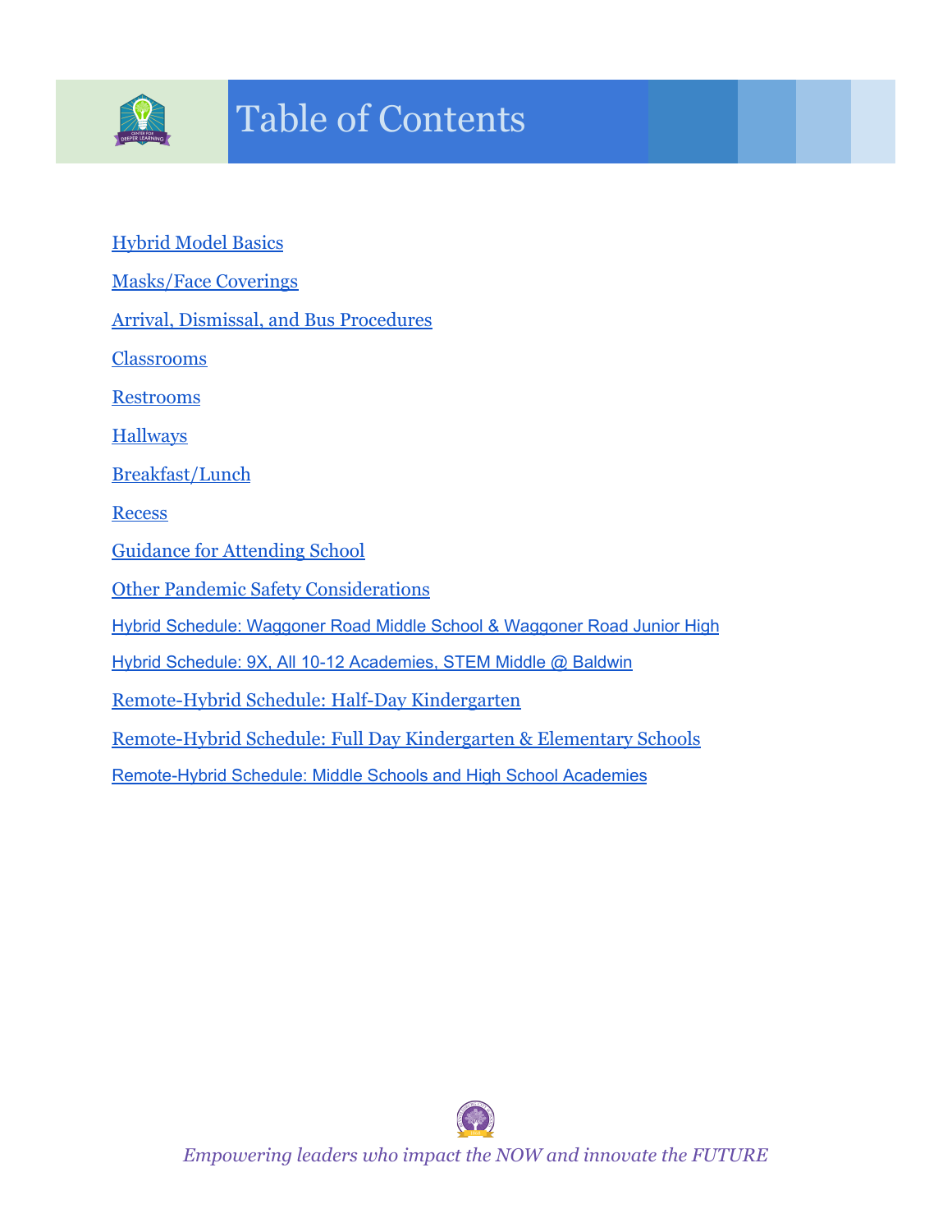# Table of Contents

- Hybrid Model Basics
- Masks/Face Coverings
- Arrival, Dismissal, and Bus Procedures
- Classrooms
- Restrooms
- Hallways
- Breakfast/Lunch
- Recess
- Guidance for Attending School
- Other Pandemic Safety Considerations
- Hybrid Schedule: Waggoner Road Middle School & Waggoner Road Junior High
- Hybrid Schedule: 9X, All 10-12 Academies, STEM Middle @ Baldwin
- Remote-Hybrid Schedule: Half-Day Kindergarten
- Remote-Hybrid Schedule: Full Day Kindergarten & Elementary Schools
- Remote-Hybrid Schedule: Middle Schools and High School Academies

*Empowering leaders who impact the NOW and innovate the FUTURE*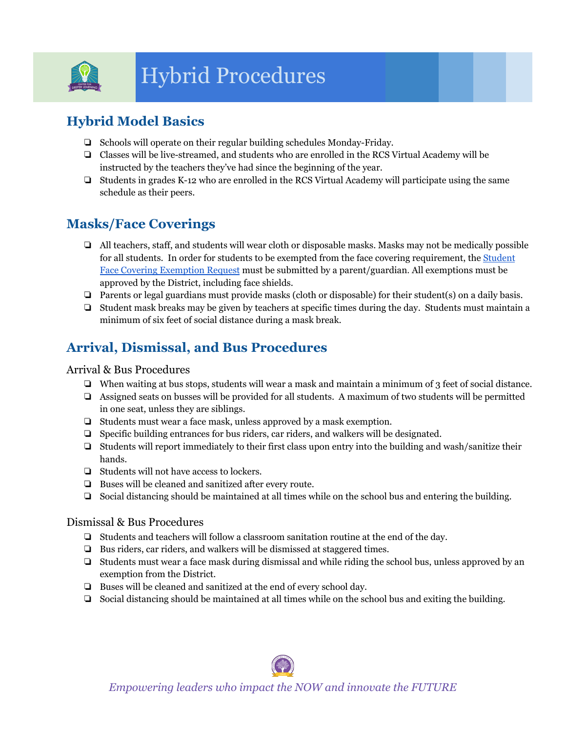# Hybrid Procedures

## Hybrid Model Basics

- Schools will operate on their regular building schedules Monday-Friday.
- Classes will be live-streamed, and students who are enrolled in the RCS Virtual Academy will be instructed by the teachers they've had since the beginning of the year.
- Students in grades K-12 who are enrolled in the RCS Virtual Academy will participate using the same schedule as their peers.

## Masks/Face Coverings

- All teachers, staff, and students will wear cloth or disposable masks. Masks may not be medically possible for all students. In order for students to be exempted from the face covering requirement, the Student Face Covering Exemption Request must be submitted by a parent/guardian. All exemptions must be approved by the District, including face shields.
- Parents or legal guardians must provide masks (cloth or disposable) for their student(s) on a daily basis.
- Student mask breaks may be given by teachers at specific times during the day. Students must maintain a minimum of six feet of social distance during a mask break.

## Arrival, Dismissal, and Bus Procedures

### Arrival & Bus Procedures

- When waiting at bus stops, students will wear a mask and maintain a minimum of 3 feet of social distance.
- Assigned seats on busses will be provided for all students. A maximum of two students will be permitted in one seat, unless they are siblings.
- Students must wear a face mask, unless approved by a mask exemption.
- Specific building entrances for bus riders, car riders, and walkers will be designated.
- Students will report immediately to their first class upon entry into the building and wash/sanitize their hands.
- Students will not have access to lockers.
- Buses will be cleaned and sanitized after every route.
- Social distancing should be maintained at all times while on the school bus and entering the building.

### Dismissal & Bus Procedures

- Students and teachers will follow a classroom sanitation routine at the end of the day.
- Bus riders, car riders, and walkers will be dismissed at staggered times.
- Students must wear a face mask during dismissal and while riding the school bus, unless approved by an exemption from the District.
- Buses will be cleaned and sanitized at the end of every school day.
- Social distancing should be maintained at all times while on the school bus and exiting the building.

*Empowering leaders who impact the NOW and innovate the FUTURE*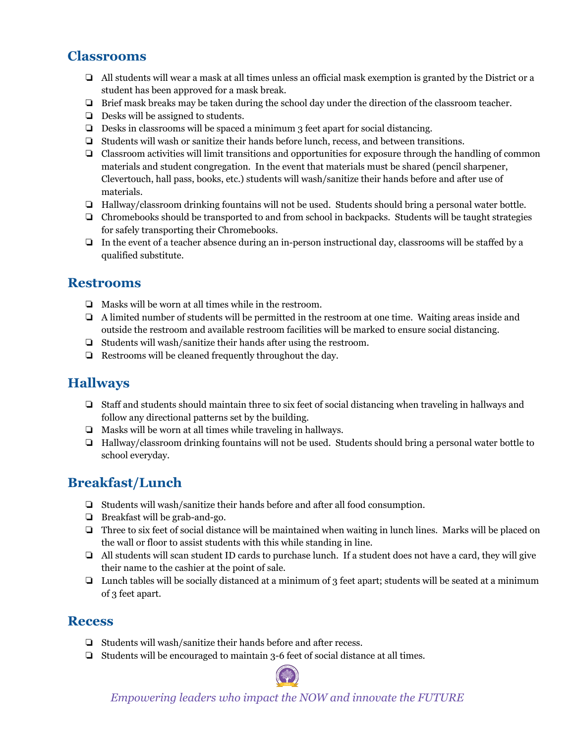## Classrooms

- All students will wear a mask at all times unless an official mask exemption is granted by the District or a student has been approved for a mask break.
- Brief mask breaks may be taken during the school day under the direction of the classroom teacher.
- Desks will be assigned to students.
- Desks in classrooms will be spaced a minimum 3 feet apart for social distancing.
- Students will wash or sanitize their hands before lunch, recess, and between transitions.
- Classroom activities will limit transitions and opportunities for exposure through the handling of common materials and student congregation. In the event that materials must be shared (pencil sharpener, Clevertouch, hall pass, books, etc.) students will wash/sanitize their hands before and after use of materials.
- Hallway/classroom drinking fountains will not be used. Students should bring a personal water bottle.
- Chromebooks should be transported to and from school in backpacks. Students will be taught strategies for safely transporting their Chromebooks.
- In the event of a teacher absence during an in-person instructional day, classrooms will be staffed by a qualified substitute.

## Restrooms

- Masks will be worn at all times while in the restroom.
- A limited number of students will be permitted in the restroom at one time. Waiting areas inside and outside the restroom and available restroom facilities will be marked to ensure social distancing.
- Students will wash/sanitize their hands after using the restroom.
- Restrooms will be cleaned frequently throughout the day.

## Hallways

- Staff and students should maintain three to six feet of social distancing when traveling in hallways and follow any directional patterns set by the building.
- Masks will be worn at all times while traveling in hallways.
- Hallway/classroom drinking fountains will not be used. Students should bring a personal water bottle to school everyday.

## Breakfast/Lunch

- Students will wash/sanitize their hands before and after all food consumption.
- Breakfast will be grab-and-go.
- Three to six feet of social distance will be maintained when waiting in lunch lines. Marks will be placed on the wall or floor to assist students with this while standing in line.
- All students will scan student ID cards to purchase lunch. If a student does not have a card, they will give their name to the cashier at the point of sale.
- Lunch tables will be socially distanced at a minimum of 3 feet apart; students will be seated at a minimum of 3 feet apart.

## Recess

- Students will wash/sanitize their hands before and after recess.
- Students will be encouraged to maintain 3-6 feet of social distance at all times.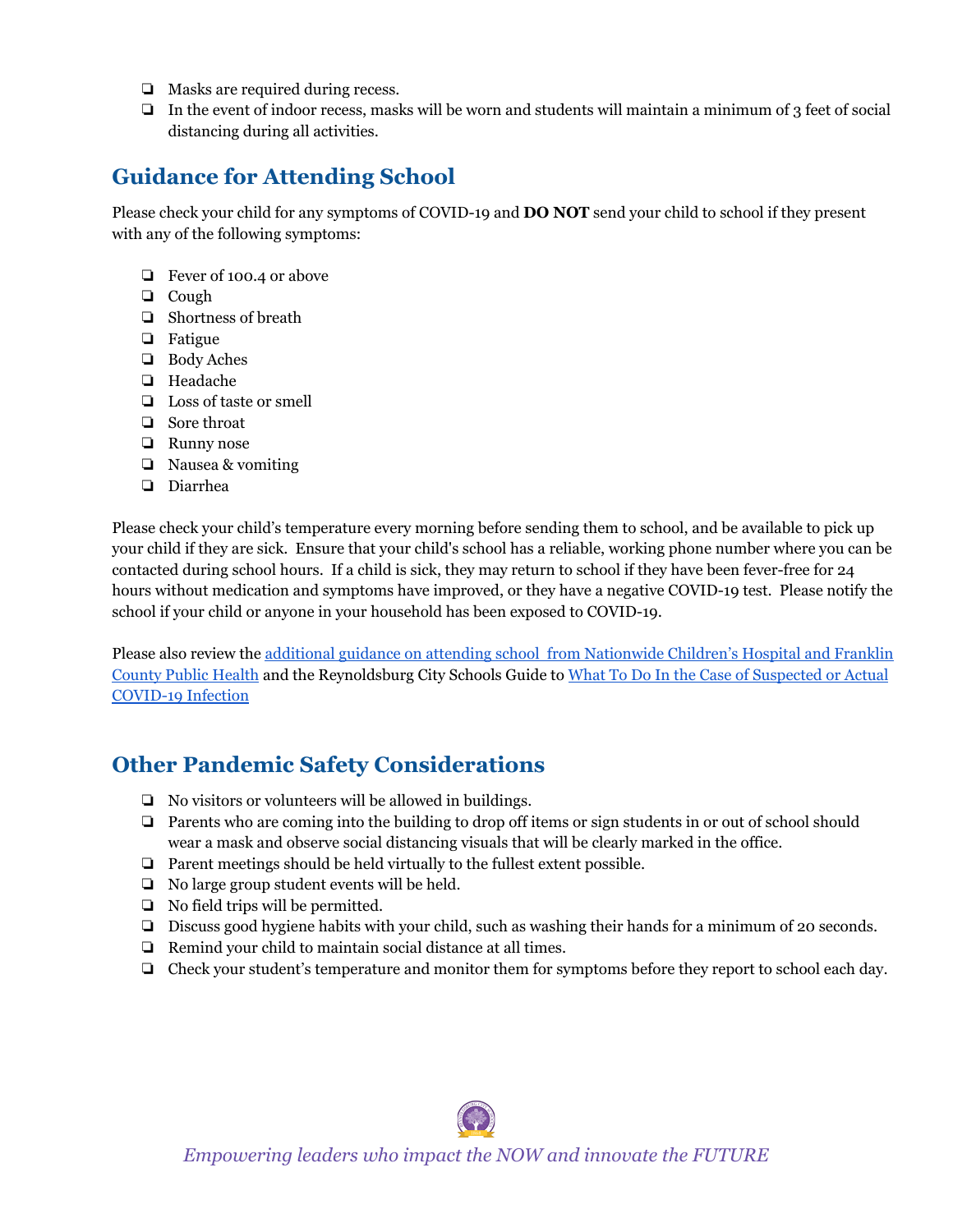- Masks are required during recess.
- In the event of indoor recess, masks will be worn and students will maintain a minimum of 3 feet of social distancing during all activities.

## Guidance for Attending School

Please check your child for any symptoms of COVID-19 and **DO NOT** send your child to school if they present with any of the following symptoms:

- Fever of 100.4 or above
- Cough
- Shortness of breath
- Fatigue
- Body Aches
- Headache
- Loss of taste or smell
- Sore throat
- Runny nose
- Nausea & vomiting
- Diarrhea

Please check your child's temperature every morning before sending them to school, and be available to pick up your child if they are sick. Ensure that your child's school has a reliable, working phone number where you can be contacted during school hours. If a child is sick, they may return to school if they have been fever-free for 24 hours without medication and symptoms have improved, or they have a negative COVID-19 test. Please notify the school if your child or anyone in your household has been exposed to COVID-19.

Please also review the additional guidance on attending school from Nationwide Children's Hospital and Franklin County Public Health and the Reynoldsburg City Schools Guide to What To Do In the Case of Suspected or Actual COVID-19 Infection

## Other Pandemic Safety Considerations

- No visitors or volunteers will be allowed in buildings.
- Parents who are coming into the building to drop off items or sign students in or out of school should wear a mask and observe social distancing visuals that will be clearly marked in the office.
- Parent meetings should be held virtually to the fullest extent possible.
- No large group student events will be held.
- No field trips will be permitted.
- Discuss good hygiene habits with your child, such as washing their hands for a minimum of 20 seconds.
- Remind your child to maintain social distance at all times.
- Check your student's temperature and monitor them for symptoms before they report to school each day.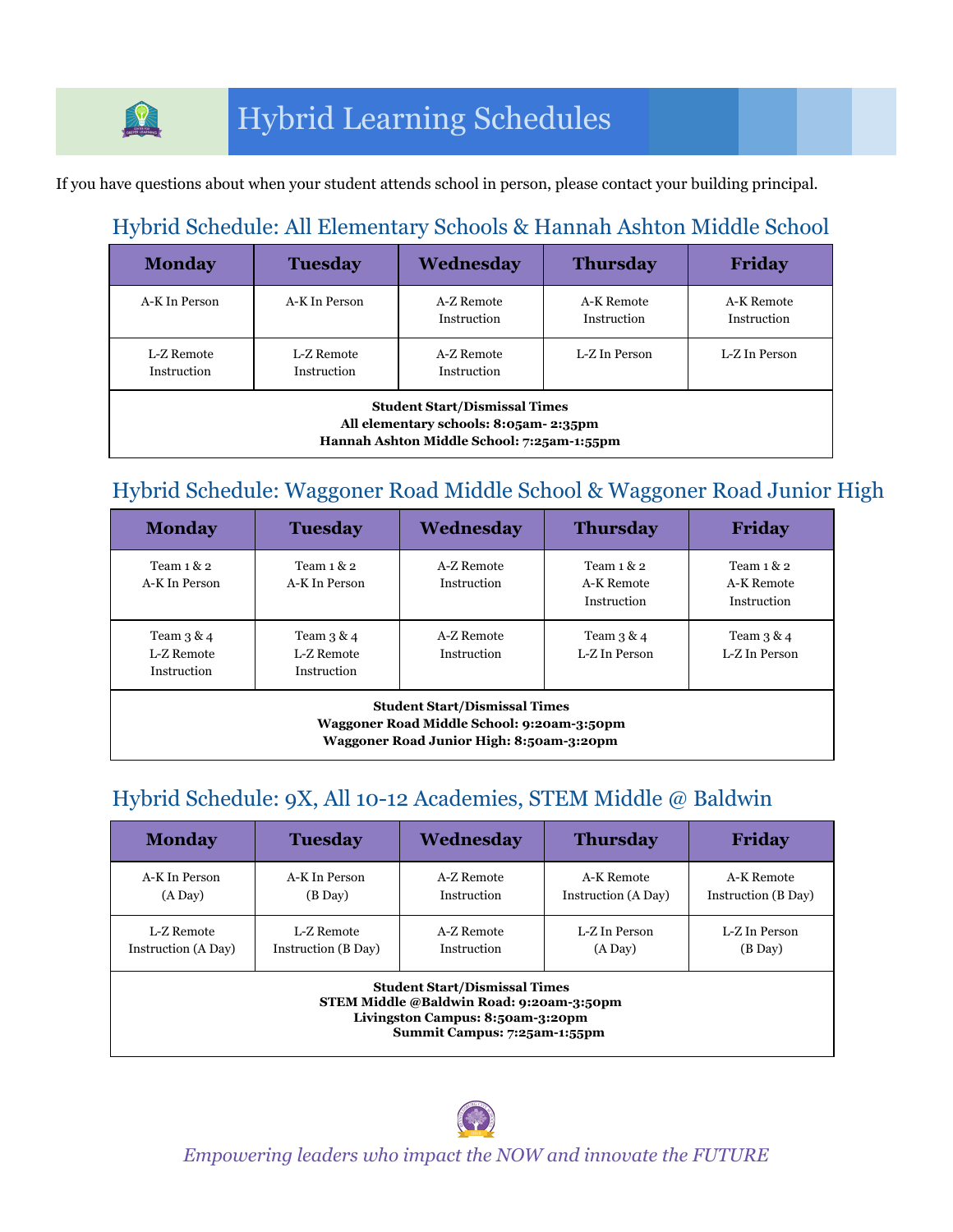# Hybrid Learning Schedules

If you have questions about when your student attends school in person, please contact your building principal.

## Hybrid Schedule: All Elementary Schools & Hannah Ashton Middle School

| Monday | Tuesday | Wednesday | Thursday | Friday |
|---|---|---|---|---|
| A-K In Person | A-K In Person | A-Z Remote Instruction | A-K Remote Instruction | A-K Remote Instruction |
| L-Z Remote Instruction | L-Z Remote Instruction | A-Z Remote Instruction | L-Z In Person | L-Z In Person |

**Student Start/Dismissal Times**
**All elementary schools: 8:05am- 2:35pm**
**Hannah Ashton Middle School: 7:25am-1:55pm**

## Hybrid Schedule: Waggoner Road Middle School & Waggoner Road Junior High

| Monday | Tuesday | Wednesday | Thursday | Friday |
|---|---|---|---|---|
| Team 1 & 2 A-K In Person | Team 1 & 2 A-K In Person | A-Z Remote Instruction | Team 1 & 2 A-K Remote Instruction | Team 1 & 2 A-K Remote Instruction |
| Team 3 & 4 L-Z Remote Instruction | Team 3 & 4 L-Z Remote Instruction | A-Z Remote Instruction | Team 3 & 4 L-Z In Person | Team 3 & 4 L-Z In Person |

**Student Start/Dismissal Times**
**Waggoner Road Middle School: 9:20am-3:50pm**
**Waggoner Road Junior High: 8:50am-3:20pm**

## Hybrid Schedule: 9X, All 10-12 Academies, STEM Middle @ Baldwin

| Monday | Tuesday | Wednesday | Thursday | Friday |
|---|---|---|---|---|
| A-K In Person (A Day) | A-K In Person (B Day) | A-Z Remote Instruction | A-K Remote Instruction (A Day) | A-K Remote Instruction (B Day) |
| L-Z Remote Instruction (A Day) | L-Z Remote Instruction (B Day) | A-Z Remote Instruction | L-Z In Person (A Day) | L-Z In Person (B Day) |

**Student Start/Dismissal Times**
**STEM Middle @Baldwin Road: 9:20am-3:50pm**
**Livingston Campus: 8:50am-3:20pm**
**Summit Campus: 7:25am-1:55pm**

*Empowering leaders who impact the NOW and innovate the FUTURE*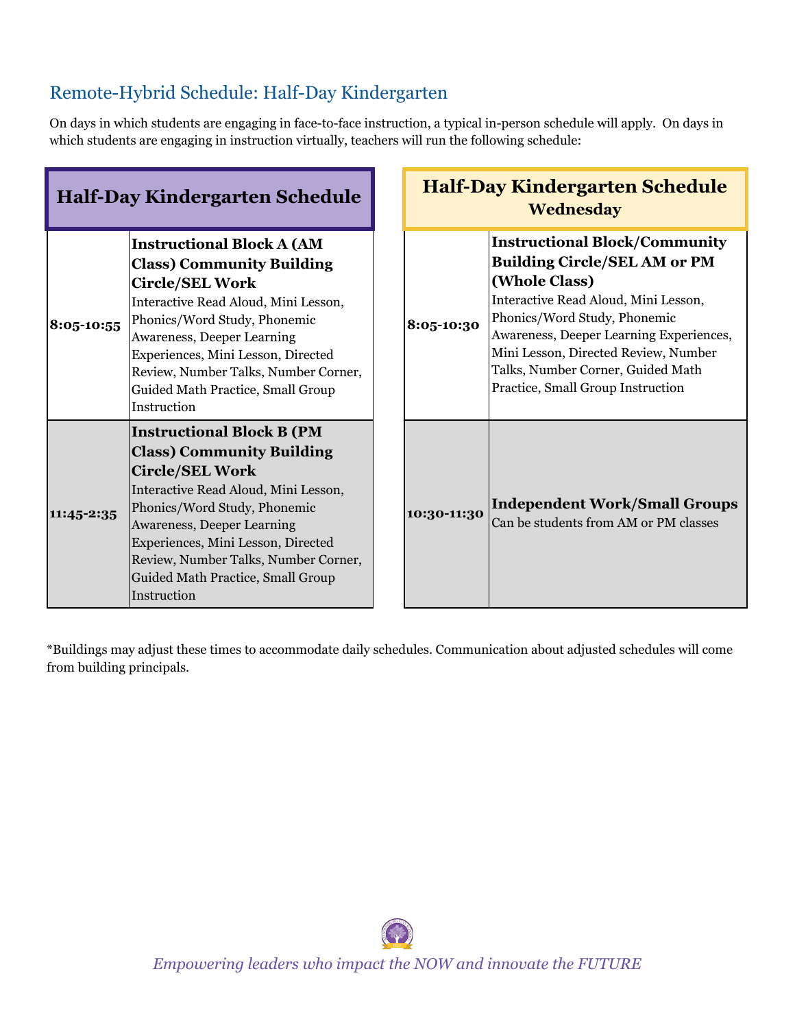## Remote-Hybrid Schedule: Half-Day Kindergarten

On days in which students are engaging in face-to-face instruction, a typical in-person schedule will apply. On days in which students are engaging in instruction virtually, teachers will run the following schedule:

| Half-Day Kindergarten Schedule | |
|---|---|
| **8:05-10:55** | **Instructional Block A (AM Class) Community Building Circle/SEL Work** Interactive Read Aloud, Mini Lesson, Phonics/Word Study, Phonemic Awareness, Deeper Learning Experiences, Mini Lesson, Directed Review, Number Talks, Number Corner, Guided Math Practice, Small Group Instruction |
| **11:45-2:35** | **Instructional Block B (PM Class) Community Building Circle/SEL Work** Interactive Read Aloud, Mini Lesson, Phonics/Word Study, Phonemic Awareness, Deeper Learning Experiences, Mini Lesson, Directed Review, Number Talks, Number Corner, Guided Math Practice, Small Group Instruction |

| Half-Day Kindergarten Schedule Wednesday | |
|---|---|
| **8:05-10:30** | **Instructional Block/Community Building Circle/SEL AM or PM (Whole Class)** Interactive Read Aloud, Mini Lesson, Phonics/Word Study, Phonemic Awareness, Deeper Learning Experiences, Mini Lesson, Directed Review, Number Talks, Number Corner, Guided Math Practice, Small Group Instruction |
| **10:30-11:30** | **Independent Work/Small Groups** Can be students from AM or PM classes |

*Buildings may adjust these times to accommodate daily schedules. Communication about adjusted schedules will come from building principals.

*Empowering leaders who impact the NOW and innovate the FUTURE*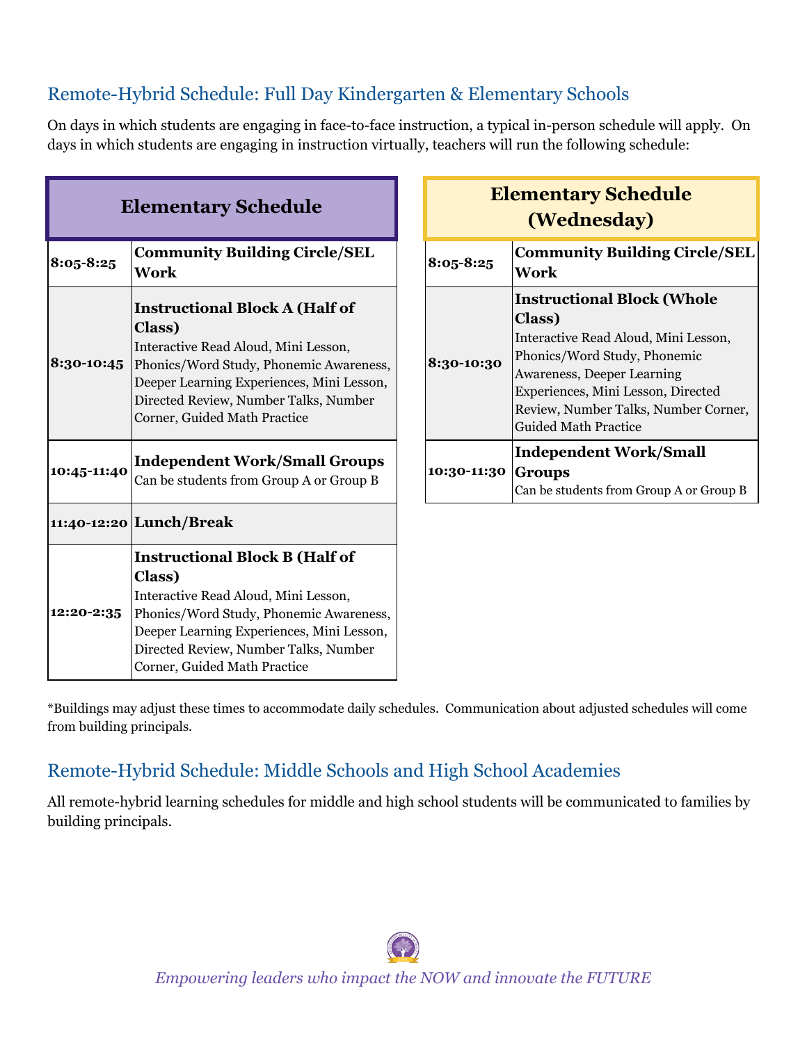## Remote-Hybrid Schedule: Full Day Kindergarten & Elementary Schools

On days in which students are engaging in face-to-face instruction, a typical in-person schedule will apply. On days in which students are engaging in instruction virtually, teachers will run the following schedule:

| Elementary Schedule | |
|---|---|
| 8:05-8:25 | **Community Building Circle/SEL Work** |
| 8:30-10:45 | **Instructional Block A (Half of Class)** Interactive Read Aloud, Mini Lesson, Phonics/Word Study, Phonemic Awareness, Deeper Learning Experiences, Mini Lesson, Directed Review, Number Talks, Number Corner, Guided Math Practice |
| 10:45-11:40 | **Independent Work/Small Groups** Can be students from Group A or Group B |
| 11:40-12:20 | **Lunch/Break** |
| 12:20-2:35 | **Instructional Block B (Half of Class)** Interactive Read Aloud, Mini Lesson, Phonics/Word Study, Phonemic Awareness, Deeper Learning Experiences, Mini Lesson, Directed Review, Number Talks, Number Corner, Guided Math Practice |

| Elementary Schedule (Wednesday) | |
|---|---|
| 8:05-8:25 | **Community Building Circle/SEL Work** |
| 8:30-10:30 | **Instructional Block (Whole Class)** Interactive Read Aloud, Mini Lesson, Phonics/Word Study, Phonemic Awareness, Deeper Learning Experiences, Mini Lesson, Directed Review, Number Talks, Number Corner, Guided Math Practice |
| 10:30-11:30 | **Independent Work/Small Groups** Can be students from Group A or Group B |

*Buildings may adjust these times to accommodate daily schedules. Communication about adjusted schedules will come from building principals.

## Remote-Hybrid Schedule: Middle Schools and High School Academies

All remote-hybrid learning schedules for middle and high school students will be communicated to families by building principals.

*Empowering leaders who impact the NOW and innovate the FUTURE*